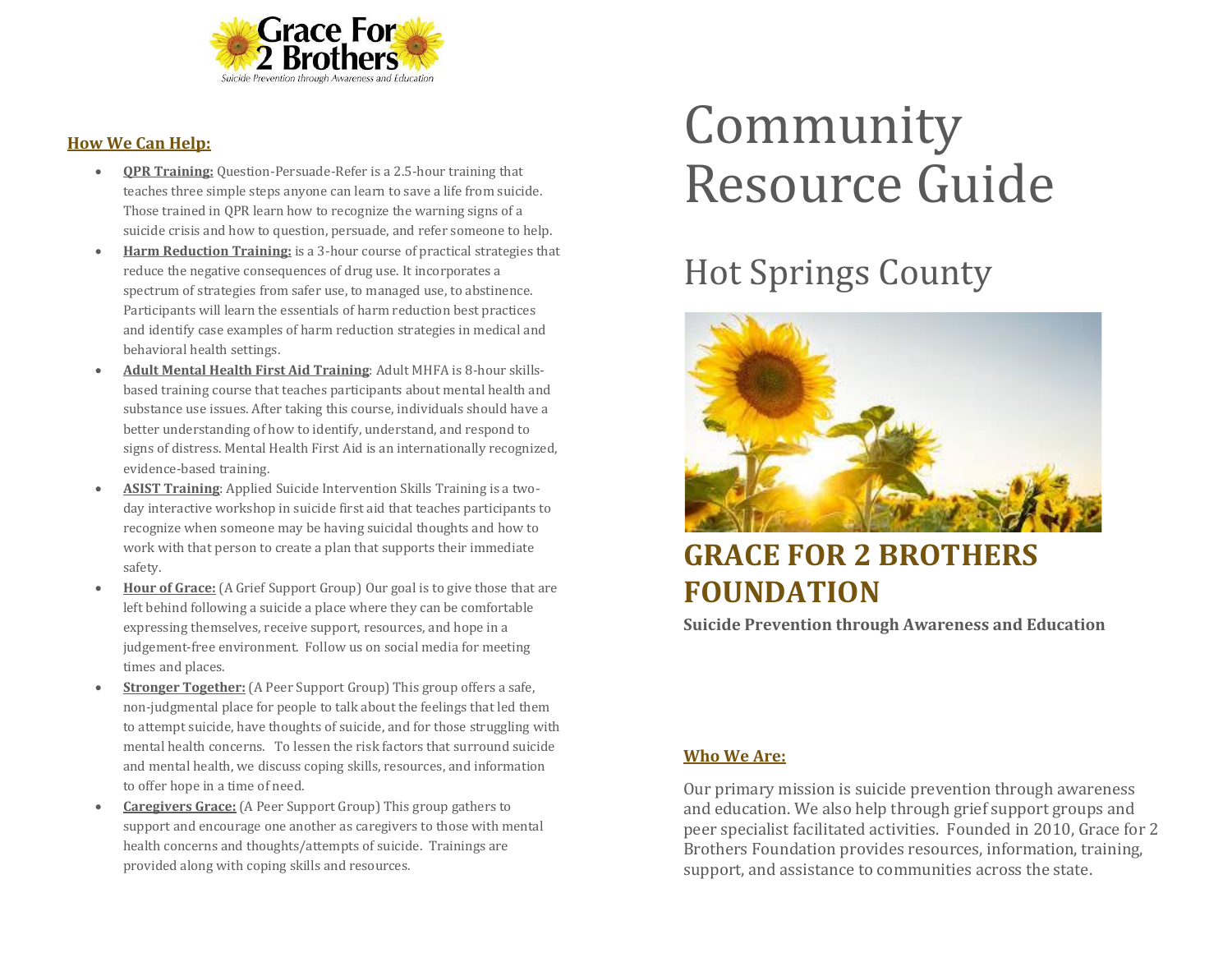Grace For 2 Brothers

*Suicide Prevention through Awareness and Education*

# Community Resource Guide

## Hot Springs County

## GRACE FOR 2 BROTHERS FOUNDATION

**Suicide Prevention through Awareness and Education**

### Who We Are:

Our primary mission is suicide prevention through awareness and education. We also help through grief support groups and peer specialist facilitated activities. Founded in 2010, Grace for 2 Brothers Foundation provides resources, information, training, support, and assistance to communities across the state.

### How We Can Help:

- **QPR Training:** Question-Persuade-Refer is a 2.5-hour training that teaches three simple steps anyone can learn to save a life from suicide. Those trained in QPR learn how to recognize the warning signs of a suicide crisis and how to question, persuade, and refer someone to help.
- **Harm Reduction Training:** is a 3-hour course of practical strategies that reduce the negative consequences of drug use. It incorporates a spectrum of strategies from safer use, to managed use, to abstinence. Participants will learn the essentials of harm reduction best practices and identify case examples of harm reduction strategies in medical and behavioral health settings.
- **Adult Mental Health First Aid Training**: Adult MHFA is 8-hour skills-based training course that teaches participants about mental health and substance use issues. After taking this course, individuals should have a better understanding of how to identify, understand, and respond to signs of distress. Mental Health First Aid is an internationally recognized, evidence-based training.
- **ASIST Training**: Applied Suicide Intervention Skills Training is a two-day interactive workshop in suicide first aid that teaches participants to recognize when someone may be having suicidal thoughts and how to work with that person to create a plan that supports their immediate safety.
- **Hour of Grace:** (A Grief Support Group) Our goal is to give those that are left behind following a suicide a place where they can be comfortable expressing themselves, receive support, resources, and hope in a judgement-free environment. Follow us on social media for meeting times and places.
- **Stronger Together:** (A Peer Support Group) This group offers a safe, non-judgmental place for people to talk about the feelings that led them to attempt suicide, have thoughts of suicide, and for those struggling with mental health concerns. To lessen the risk factors that surround suicide and mental health, we discuss coping skills, resources, and information to offer hope in a time of need.
- **Caregivers Grace:** (A Peer Support Group) This group gathers to support and encourage one another as caregivers to those with mental health concerns and thoughts/attempts of suicide. Trainings are provided along with coping skills and resources.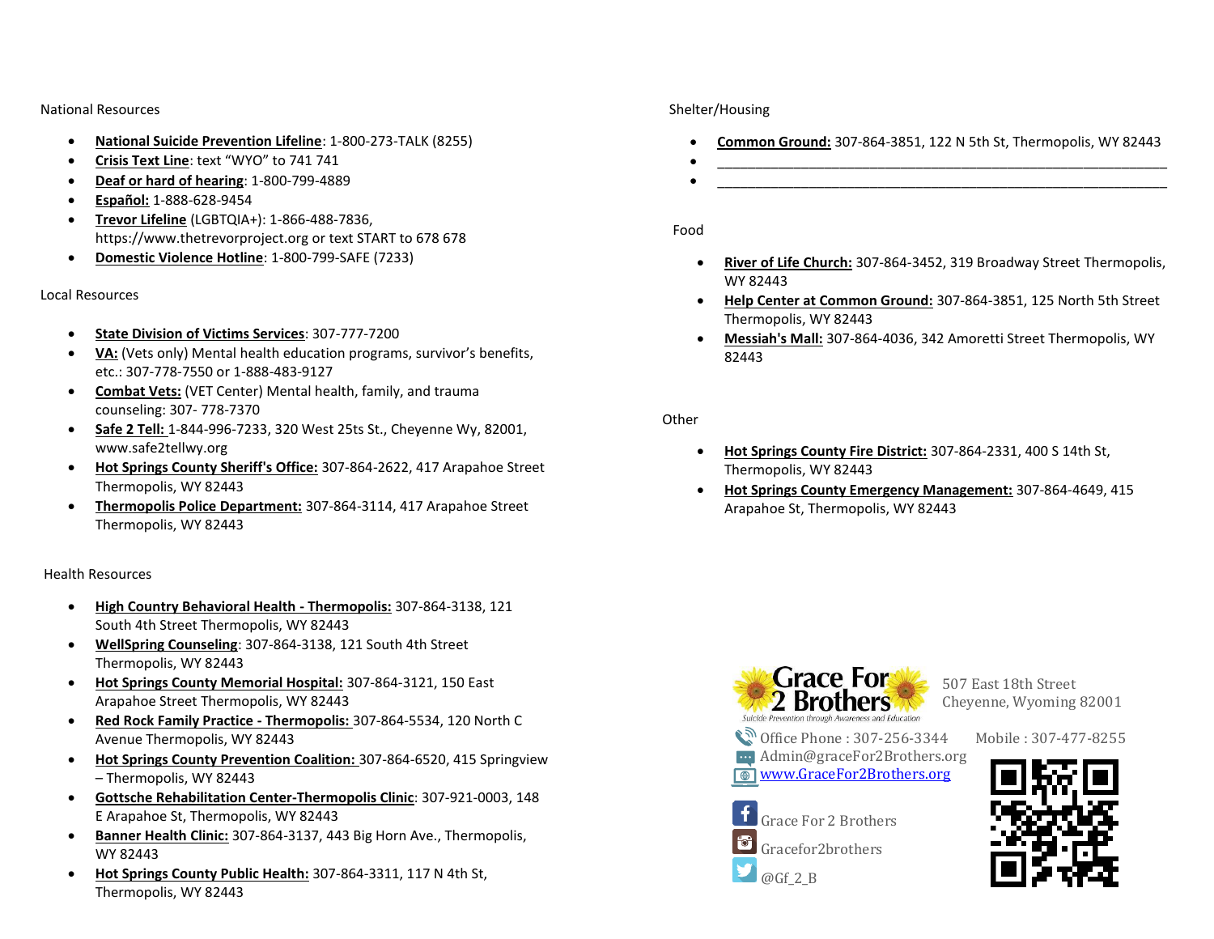## National Resources

- **National Suicide Prevention Lifeline**: 1-800-273-TALK (8255)
- **Crisis Text Line**: text "WYO" to 741 741
- **Deaf or hard of hearing**: 1-800-799-4889
- **Español:** 1-888-628-9454
- **Trevor Lifeline** (LGBTQIA+): 1-866-488-7836, https://www.thetrevorproject.org or text START to 678 678
- **Domestic Violence Hotline**: 1-800-799-SAFE (7233)

## Local Resources

- **State Division of Victims Services**: 307-777-7200
- **VA:** (Vets only) Mental health education programs, survivor's benefits, etc.: 307-778-7550 or 1-888-483-9127
- **Combat Vets:** (VET Center) Mental health, family, and trauma counseling: 307- 778-7370
- **Safe 2 Tell:** 1-844-996-7233, 320 West 25ts St., Cheyenne Wy, 82001, www.safe2tellwy.org
- **Hot Springs County Sheriff's Office:** 307-864-2622, 417 Arapahoe Street Thermopolis, WY 82443
- **Thermopolis Police Department:** 307-864-3114, 417 Arapahoe Street Thermopolis, WY 82443

## Health Resources

- **High Country Behavioral Health - Thermopolis:** 307-864-3138, 121 South 4th Street Thermopolis, WY 82443
- **WellSpring Counseling**: 307-864-3138, 121 South 4th Street Thermopolis, WY 82443
- **Hot Springs County Memorial Hospital:** 307-864-3121, 150 East Arapahoe Street Thermopolis, WY 82443
- **Red Rock Family Practice - Thermopolis:** 307-864-5534, 120 North C Avenue Thermopolis, WY 82443
- **Hot Springs County Prevention Coalition:** 307-864-6520, 415 Springview – Thermopolis, WY 82443
- **Gottsche Rehabilitation Center-Thermopolis Clinic**: 307-921-0003, 148 E Arapahoe St, Thermopolis, WY 82443
- **Banner Health Clinic:** 307-864-3137, 443 Big Horn Ave., Thermopolis, WY 82443
- **Hot Springs County Public Health:** 307-864-3311, 117 N 4th St, Thermopolis, WY 82443

## Shelter/Housing

- **Common Ground:** 307-864-3851, 122 N 5th St, Thermopolis, WY 82443
- ____________________________________________________________
- ____________________________________________________________

## Food

- **River of Life Church:** 307-864-3452, 319 Broadway Street Thermopolis, WY 82443
- **Help Center at Common Ground:** 307-864-3851, 125 North 5th Street Thermopolis, WY 82443
- **Messiah's Mall:** 307-864-4036, 342 Amoretti Street Thermopolis, WY 82443

## Other

- **Hot Springs County Fire District:** 307-864-2331, 400 S 14th St, Thermopolis, WY 82443
- **Hot Springs County Emergency Management:** 307-864-4649, 415 Arapahoe St, Thermopolis, WY 82443

**Grace For 2 Brothers**
Suicide Prevention through Awareness and Education

507 East 18th Street
Cheyenne, Wyoming 82001

Office Phone : 307-256-3344 Mobile : 307-477-8255
Admin@graceFor2Brothers.org
www.GraceFor2Brothers.org

Grace For 2 Brothers
Gracefor2brothers
@Gf_2_B